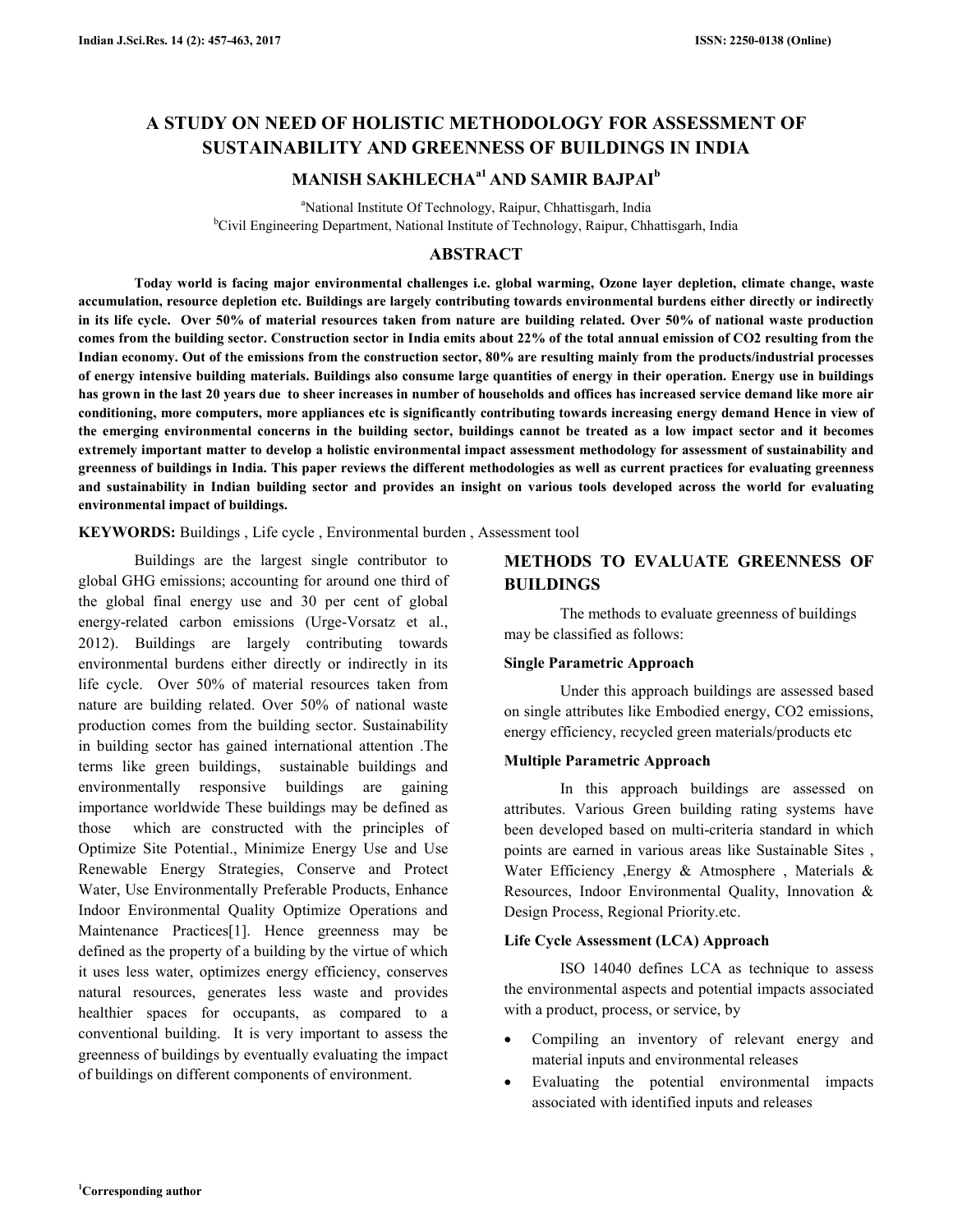# A STUDY ON NEED OF HOLISTIC METHODOLOGY FOR ASSESSMENT OF SUSTAINABILITY AND GREENNESS OF BUILDINGS IN INDIA

## MANISH SAKHLECHA[a1] AND SAMIR BAJPAI[b]

[a]National Institute Of Technology, Raipur, Chhattisgarh, India
[b]Civil Engineering Department, National Institute of Technology, Raipur, Chhattisgarh, India

## ABSTRACT

**Today world is facing major environmental challenges i.e. global warming, Ozone layer depletion, climate change, waste accumulation, resource depletion etc. Buildings are largely contributing towards environmental burdens either directly or indirectly in its life cycle. Over 50% of material resources taken from nature are building related. Over 50% of national waste production comes from the building sector. Construction sector in India emits about 22% of the total annual emission of CO2 resulting from the Indian economy. Out of the emissions from the construction sector, 80% are resulting mainly from the products/industrial processes of energy intensive building materials. Buildings also consume large quantities of energy in their operation. Energy use in buildings has grown in the last 20 years due to sheer increases in number of households and offices has increased service demand like more air conditioning, more computers, more appliances etc is significantly contributing towards increasing energy demand Hence in view of the emerging environmental concerns in the building sector, buildings cannot be treated as a low impact sector and it becomes extremely important matter to develop a holistic environmental impact assessment methodology for assessment of sustainability and greenness of buildings in India. This paper reviews the different methodologies as well as current practices for evaluating greenness and sustainability in Indian building sector and provides an insight on various tools developed across the world for evaluating environmental impact of buildings.**

**KEYWORDS:** Buildings , Life cycle , Environmental burden , Assessment tool

Buildings are the largest single contributor to global GHG emissions; accounting for around one third of the global final energy use and 30 per cent of global energy-related carbon emissions (Urge-Vorsatz et al., 2012). Buildings are largely contributing towards environmental burdens either directly or indirectly in its life cycle. Over 50% of material resources taken from nature are building related. Over 50% of national waste production comes from the building sector. Sustainability in building sector has gained international attention .The terms like green buildings, sustainable buildings and environmentally responsive buildings are gaining importance worldwide These buildings may be defined as those which are constructed with the principles of Optimize Site Potential., Minimize Energy Use and Use Renewable Energy Strategies, Conserve and Protect Water, Use Environmentally Preferable Products, Enhance Indoor Environmental Quality Optimize Operations and Maintenance Practices[1]. Hence greenness may be defined as the property of a building by the virtue of which it uses less water, optimizes energy efficiency, conserves natural resources, generates less waste and provides healthier spaces for occupants, as compared to a conventional building. It is very important to assess the greenness of buildings by eventually evaluating the impact of buildings on different components of environment.

## METHODS TO EVALUATE GREENNESS OF BUILDINGS

The methods to evaluate greenness of buildings may be classified as follows:

### Single Parametric Approach

Under this approach buildings are assessed based on single attributes like Embodied energy, CO2 emissions, energy efficiency, recycled green materials/products etc

### Multiple Parametric Approach

In this approach buildings are assessed on attributes. Various Green building rating systems have been developed based on multi-criteria standard in which points are earned in various areas like Sustainable Sites , Water Efficiency ,Energy & Atmosphere , Materials & Resources, Indoor Environmental Quality, Innovation & Design Process, Regional Priority.etc.

### Life Cycle Assessment (LCA) Approach

ISO 14040 defines LCA as technique to assess the environmental aspects and potential impacts associated with a product, process, or service, by

- Compiling an inventory of relevant energy and material inputs and environmental releases
- Evaluating the potential environmental impacts associated with identified inputs and releases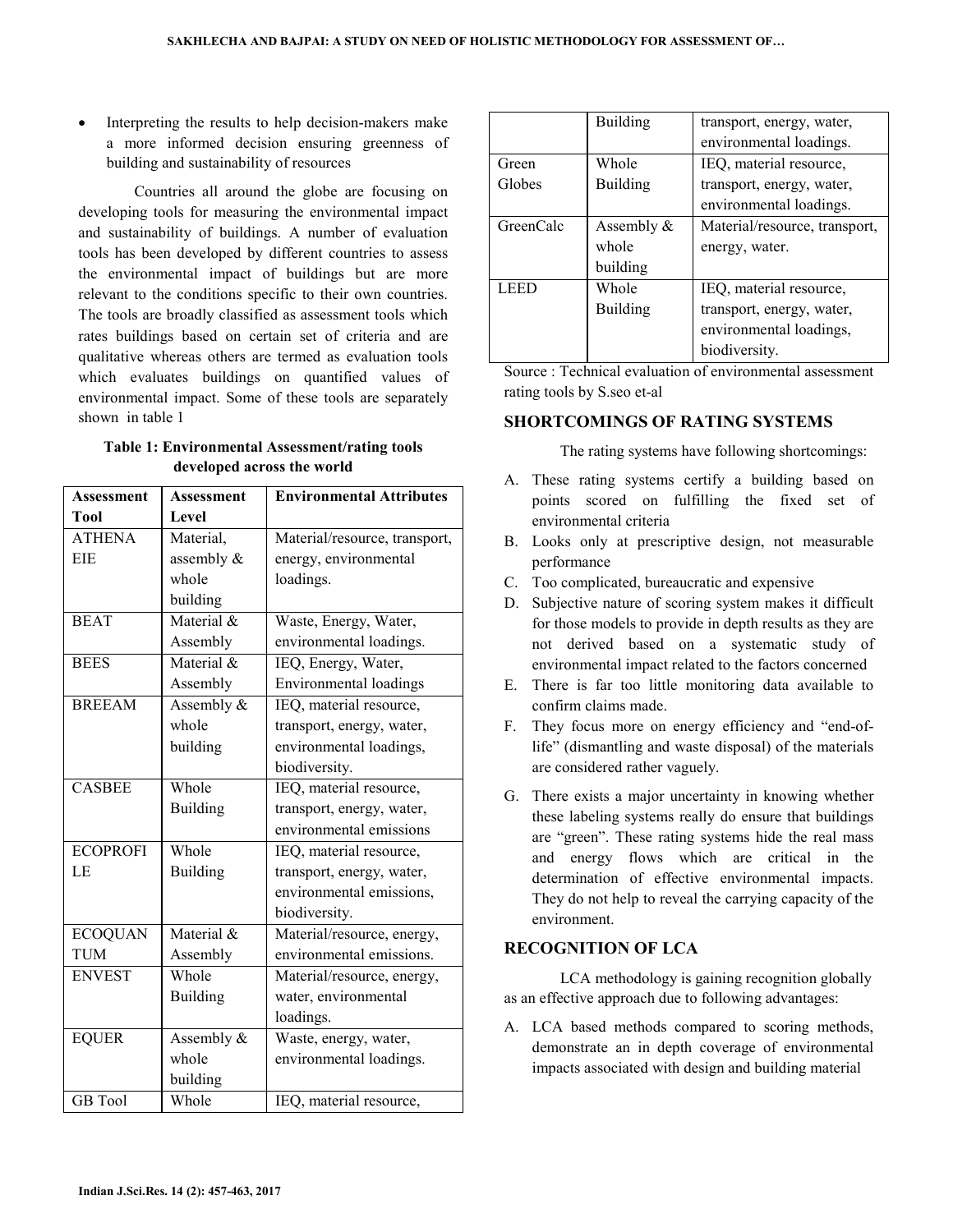- Interpreting the results to help decision-makers make a more informed decision ensuring greenness of building and sustainability of resources

Countries all around the globe are focusing on developing tools for measuring the environmental impact and sustainability of buildings. A number of evaluation tools has been developed by different countries to assess the environmental impact of buildings but are more relevant to the conditions specific to their own countries. The tools are broadly classified as assessment tools which rates buildings based on certain set of criteria and are qualitative whereas others are termed as evaluation tools which evaluates buildings on quantified values of environmental impact. Some of these tools are separately shown in table 1

**Table 1: Environmental Assessment/rating tools developed across the world**

| Assessment Tool | Assessment Level | Environmental Attributes |
|---|---|---|
| ATHENA EIE | Material, assembly & whole building | Material/resource, transport, energy, environmental loadings. |
| BEAT | Material & Assembly | Waste, Energy, Water, environmental loadings. |
| BEES | Material & Assembly | IEQ, Energy, Water, Environmental loadings |
| BREEAM | Assembly & whole building | IEQ, material resource, transport, energy, water, environmental loadings, biodiversity. |
| CASBEE | Whole Building | IEQ, material resource, transport, energy, water, environmental emissions |
| ECOPROFILE | Whole Building | IEQ, material resource, transport, energy, water, environmental emissions, biodiversity. |
| ECOQUANTUM | Material & Assembly | Material/resource, energy, environmental emissions. |
| ENVEST | Whole Building | Material/resource, energy, water, environmental loadings. |
| EQUER | Assembly & whole building | Waste, energy, water, environmental loadings. |
| GB Tool | Whole Building | IEQ, material resource, transport, energy, water, environmental loadings. |
| Green Globes | Whole Building | IEQ, material resource, transport, energy, water, environmental loadings. |
| GreenCalc | Assembly & whole building | Material/resource, transport, energy, water. |
| LEED | Whole Building | IEQ, material resource, transport, energy, water, environmental loadings, biodiversity. |

Source : Technical evaluation of environmental assessment rating tools by S.seo et-al

## SHORTCOMINGS OF RATING SYSTEMS

The rating systems have following shortcomings:

A. These rating systems certify a building based on points scored on fulfilling the fixed set of environmental criteria
B. Looks only at prescriptive design, not measurable performance
C. Too complicated, bureaucratic and expensive
D. Subjective nature of scoring system makes it difficult for those models to provide in depth results as they are not derived based on a systematic study of environmental impact related to the factors concerned
E. There is far too little monitoring data available to confirm claims made.
F. They focus more on energy efficiency and "end-of-life" (dismantling and waste disposal) of the materials are considered rather vaguely.
G. There exists a major uncertainty in knowing whether these labeling systems really do ensure that buildings are "green". These rating systems hide the real mass and energy flows which are critical in the determination of effective environmental impacts. They do not help to reveal the carrying capacity of the environment.

## RECOGNITION OF LCA

LCA methodology is gaining recognition globally as an effective approach due to following advantages:

A. LCA based methods compared to scoring methods, demonstrate an in depth coverage of environmental impacts associated with design and building material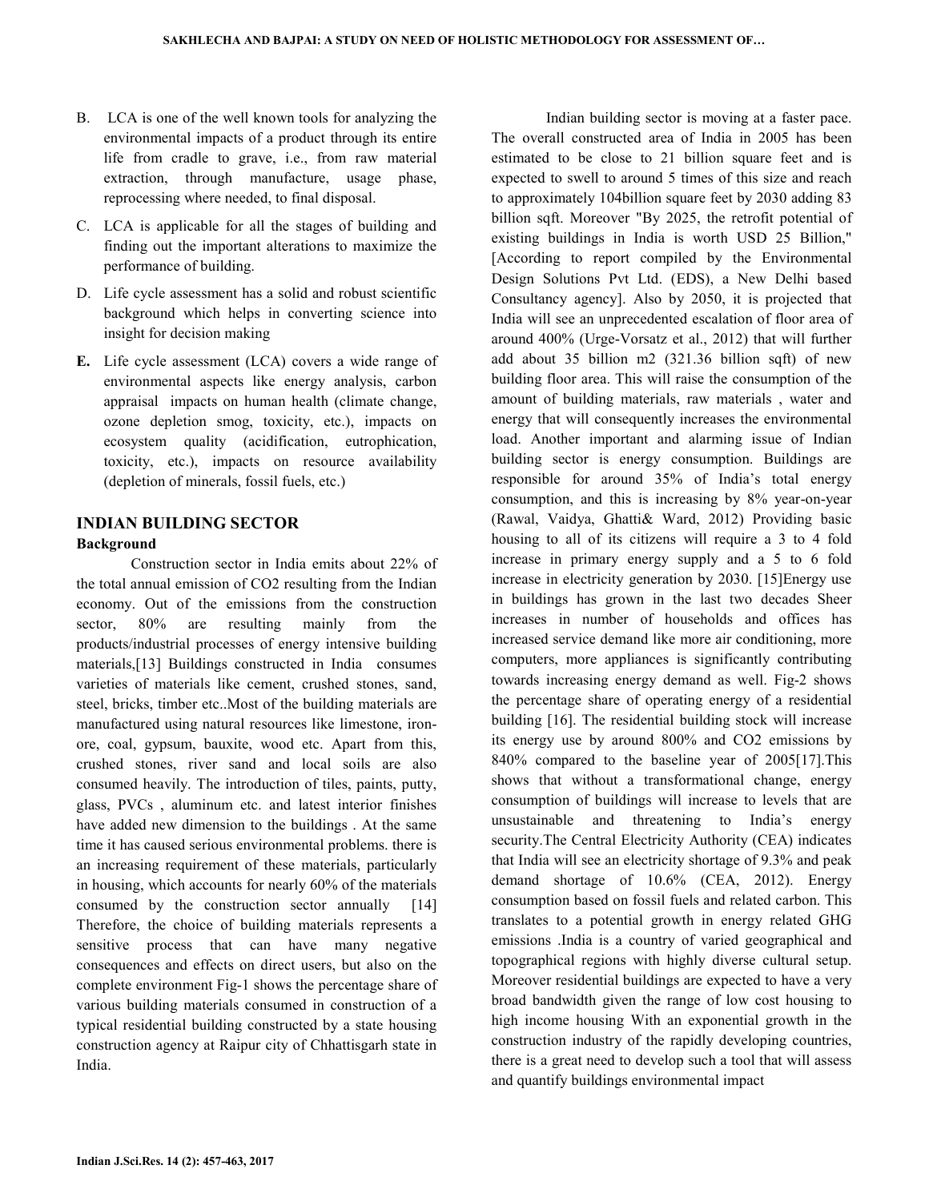B. LCA is one of the well known tools for analyzing the environmental impacts of a product through its entire life from cradle to grave, i.e., from raw material extraction, through manufacture, usage phase, reprocessing where needed, to final disposal.

C. LCA is applicable for all the stages of building and finding out the important alterations to maximize the performance of building.

D. Life cycle assessment has a solid and robust scientific background which helps in converting science into insight for decision making

**E.** Life cycle assessment (LCA) covers a wide range of environmental aspects like energy analysis, carbon appraisal impacts on human health (climate change, ozone depletion smog, toxicity, etc.), impacts on ecosystem quality (acidification, eutrophication, toxicity, etc.), impacts on resource availability (depletion of minerals, fossil fuels, etc.)

## INDIAN BUILDING SECTOR

### Background

Construction sector in India emits about 22% of the total annual emission of $CO_2$ resulting from the Indian economy. Out of the emissions from the construction sector, 80% are resulting mainly from the products/industrial processes of energy intensive building materials,[13] Buildings constructed in India consumes varieties of materials like cement, crushed stones, sand, steel, bricks, timber etc..Most of the building materials are manufactured using natural resources like limestone, iron-ore, coal, gypsum, bauxite, wood etc. Apart from this, crushed stones, river sand and local soils are also consumed heavily. The introduction of tiles, paints, putty, glass, PVCs , aluminum etc. and latest interior finishes have added new dimension to the buildings . At the same time it has caused serious environmental problems. there is an increasing requirement of these materials, particularly in housing, which accounts for nearly 60% of the materials consumed by the construction sector annually [14] Therefore, the choice of building materials represents a sensitive process that can have many negative consequences and effects on direct users, but also on the complete environment Fig-1 shows the percentage share of various building materials consumed in construction of a typical residential building constructed by a state housing construction agency at Raipur city of Chhattisgarh state in India.

Indian building sector is moving at a faster pace. The overall constructed area of India in 2005 has been estimated to be close to 21 billion square feet and is expected to swell to around 5 times of this size and reach to approximately 104billion square feet by 2030 adding 83 billion sqft. Moreover "By 2025, the retrofit potential of existing buildings in India is worth USD 25 Billion," [According to report compiled by the Environmental Design Solutions Pvt Ltd. (EDS), a New Delhi based Consultancy agency]. Also by 2050, it is projected that India will see an unprecedented escalation of floor area of around 400% (Urge-Vorsatz et al., 2012) that will further add about 35 billion m2 (321.36 billion sqft) of new building floor area. This will raise the consumption of the amount of building materials, raw materials , water and energy that will consequently increases the environmental load. Another important and alarming issue of Indian building sector is energy consumption. Buildings are responsible for around 35% of India's total energy consumption, and this is increasing by 8% year-on-year (Rawal, Vaidya, Ghatti& Ward, 2012) Providing basic housing to all of its citizens will require a 3 to 4 fold increase in primary energy supply and a 5 to 6 fold increase in electricity generation by 2030. [15]Energy use in buildings has grown in the last two decades Sheer increases in number of households and offices has increased service demand like more air conditioning, more computers, more appliances is significantly contributing towards increasing energy demand as well. Fig-2 shows the percentage share of operating energy of a residential building [16]. The residential building stock will increase its energy use by around 800% and $CO_2$ emissions by 840% compared to the baseline year of 2005[17].This shows that without a transformational change, energy consumption of buildings will increase to levels that are unsustainable and threatening to India's energy security.The Central Electricity Authority (CEA) indicates that India will see an electricity shortage of 9.3% and peak demand shortage of 10.6% (CEA, 2012). Energy consumption based on fossil fuels and related carbon. This translates to a potential growth in energy related GHG emissions .India is a country of varied geographical and topographical regions with highly diverse cultural setup. Moreover residential buildings are expected to have a very broad bandwidth given the range of low cost housing to high income housing With an exponential growth in the construction industry of the rapidly developing countries, there is a great need to develop such a tool that will assess and quantify buildings environmental impact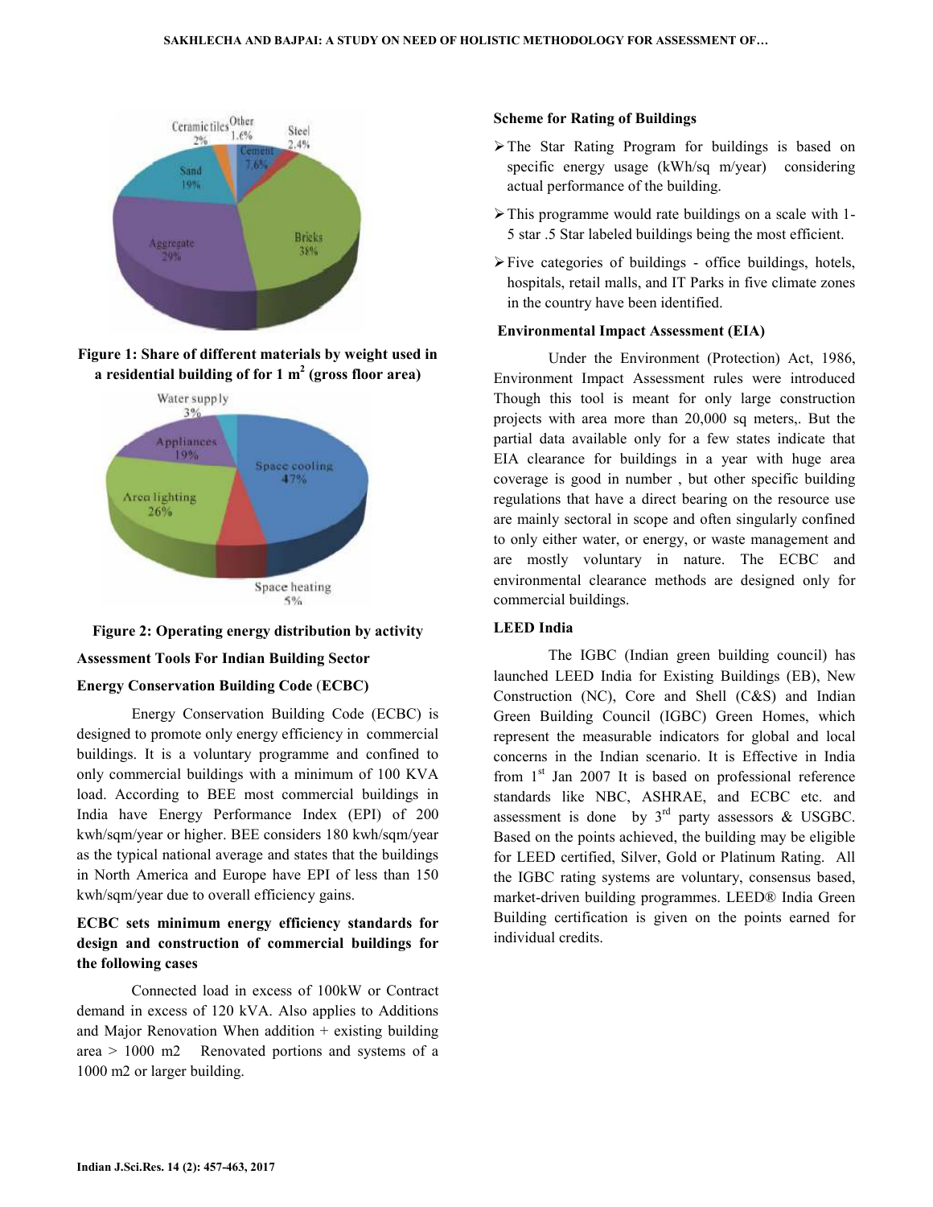Figure 1: Share of different materials by weight used in a residential building of for 1 $m^2$ (gross floor area)

Figure 2: Operating energy distribution by activity

## Assessment Tools For Indian Building Sector

### Energy Conservation Building Code (ECBC)

Energy Conservation Building Code (ECBC) is designed to promote only energy efficiency in commercial buildings. It is a voluntary programme and confined to only commercial buildings with a minimum of 100 KVA load. According to BEE most commercial buildings in India have Energy Performance Index (EPI) of 200 kwh/sqm/year or higher. BEE considers 180 kwh/sqm/year as the typical national average and states that the buildings in North America and Europe have EPI of less than 150 kwh/sqm/year due to overall efficiency gains.

### ECBC sets minimum energy efficiency standards for design and construction of commercial buildings for the following cases

Connected load in excess of 100kW or Contract demand in excess of 120 kVA. Also applies to Additions and Major Renovation When addition + existing building area > 1000 m2 Renovated portions and systems of a 1000 m2 or larger building.

### Scheme for Rating of Buildings

- The Star Rating Program for buildings is based on specific energy usage (kWh/sq m/year) considering actual performance of the building.
- This programme would rate buildings on a scale with 1-5 star .5 Star labeled buildings being the most efficient.
- Five categories of buildings - office buildings, hotels, hospitals, retail malls, and IT Parks in five climate zones in the country have been identified.

### Environmental Impact Assessment (EIA)

Under the Environment (Protection) Act, 1986, Environment Impact Assessment rules were introduced Though this tool is meant for only large construction projects with area more than 20,000 sq meters,. But the partial data available only for a few states indicate that EIA clearance for buildings in a year with huge area coverage is good in number , but other specific building regulations that have a direct bearing on the resource use are mainly sectoral in scope and often singularly confined to only either water, or energy, or waste management and are mostly voluntary in nature. The ECBC and environmental clearance methods are designed only for commercial buildings.

### LEED India

The IGBC (Indian green building council) has launched LEED India for Existing Buildings (EB), New Construction (NC), Core and Shell (C&S) and Indian Green Building Council (IGBC) Green Homes, which represent the measurable indicators for global and local concerns in the Indian scenario. It is Effective in India from 1st Jan 2007 It is based on professional reference standards like NBC, ASHRAE, and ECBC etc. and assessment is done by 3rd party assessors & USGBC. Based on the points achieved, the building may be eligible for LEED certified, Silver, Gold or Platinum Rating. All the IGBC rating systems are voluntary, consensus based, market-driven building programmes. LEED® India Green Building certification is given on the points earned for individual credits.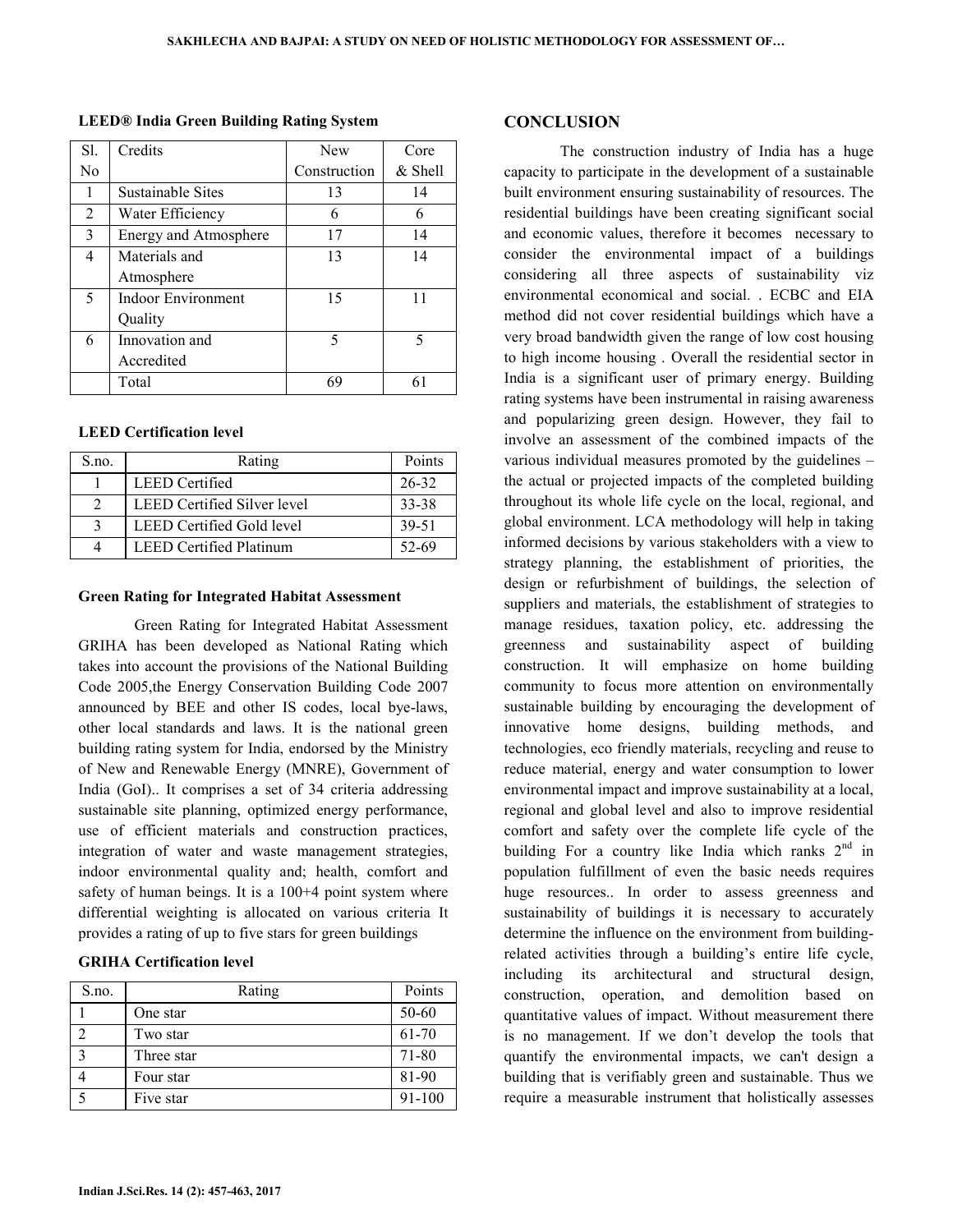**LEED® India Green Building Rating System**

| Sl. No | Credits | New Construction | Core & Shell |
|---|---|---|---|
| 1 | Sustainable Sites | 13 | 14 |
| 2 | Water Efficiency | 6 | 6 |
| 3 | Energy and Atmosphere | 17 | 14 |
| 4 | Materials and Atmosphere | 13 | 14 |
| 5 | Indoor Environment Quality | 15 | 11 |
| 6 | Innovation and Accredited | 5 | 5 |
| | Total | 69 | 61 |

**LEED Certification level**

| S.no. | Rating | Points |
|---|---|---|
| 1 | LEED Certified | 26-32 |
| 2 | LEED Certified Silver level | 33-38 |
| 3 | LEED Certified Gold level | 39-51 |
| 4 | LEED Certified Platinum | 52-69 |

**Green Rating for Integrated Habitat Assessment**

Green Rating for Integrated Habitat Assessment GRIHA has been developed as National Rating which takes into account the provisions of the National Building Code 2005,the Energy Conservation Building Code 2007 announced by BEE and other IS codes, local bye-laws, other local standards and laws. It is the national green building rating system for India, endorsed by the Ministry of New and Renewable Energy (MNRE), Government of India (GoI).. It comprises a set of 34 criteria addressing sustainable site planning, optimized energy performance, use of efficient materials and construction practices, integration of water and waste management strategies, indoor environmental quality and; health, comfort and safety of human beings. It is a 100+4 point system where differential weighting is allocated on various criteria It provides a rating of up to five stars for green buildings

**GRIHA Certification level**

| S.no. | Rating | Points |
|---|---|---|
| 1 | One star | 50-60 |
| 2 | Two star | 61-70 |
| 3 | Three star | 71-80 |
| 4 | Four star | 81-90 |
| 5 | Five star | 91-100 |

## CONCLUSION

The construction industry of India has a huge capacity to participate in the development of a sustainable built environment ensuring sustainability of resources. The residential buildings have been creating significant social and economic values, therefore it becomes necessary to consider the environmental impact of a buildings considering all three aspects of sustainability viz environmental economical and social. . ECBC and EIA method did not cover residential buildings which have a very broad bandwidth given the range of low cost housing to high income housing . Overall the residential sector in India is a significant user of primary energy. Building rating systems have been instrumental in raising awareness and popularizing green design. However, they fail to involve an assessment of the combined impacts of the various individual measures promoted by the guidelines – the actual or projected impacts of the completed building throughout its whole life cycle on the local, regional, and global environment. LCA methodology will help in taking informed decisions by various stakeholders with a view to strategy planning, the establishment of priorities, the design or refurbishment of buildings, the selection of suppliers and materials, the establishment of strategies to manage residues, taxation policy, etc. addressing the greenness and sustainability aspect of building construction. It will emphasize on home building community to focus more attention on environmentally sustainable building by encouraging the development of innovative home designs, building methods, and technologies, eco friendly materials, recycling and reuse to reduce material, energy and water consumption to lower environmental impact and improve sustainability at a local, regional and global level and also to improve residential comfort and safety over the complete life cycle of the building For a country like India which ranks 2$^{nd}$ in population fulfillment of even the basic needs requires huge resources.. In order to assess greenness and sustainability of buildings it is necessary to accurately determine the influence on the environment from building-related activities through a building's entire life cycle, including its architectural and structural design, construction, operation, and demolition based on quantitative values of impact. Without measurement there is no management. If we don't develop the tools that quantify the environmental impacts, we can't design a building that is verifiably green and sustainable. Thus we require a measurable instrument that holistically assesses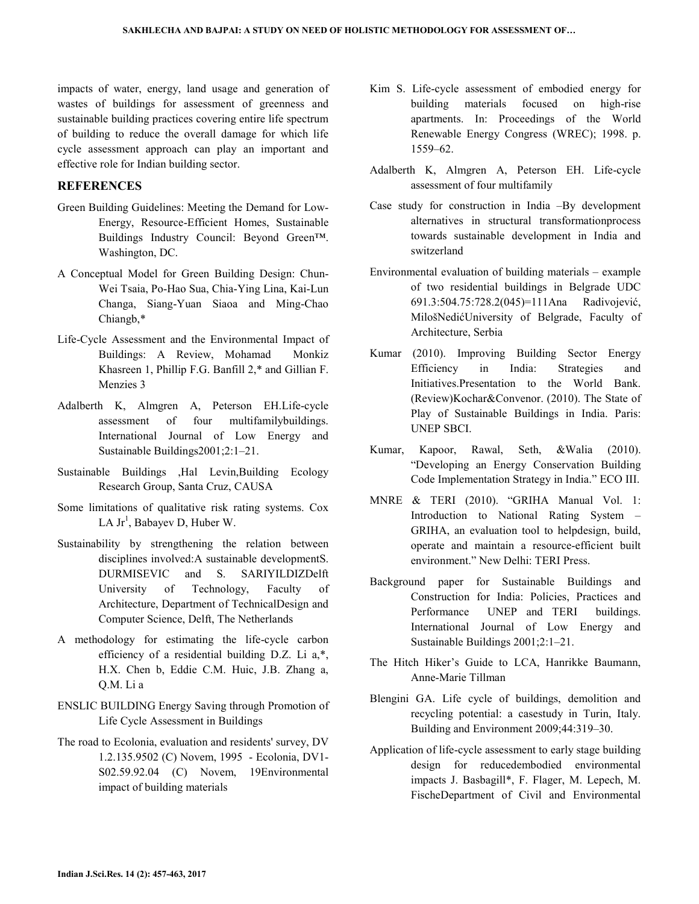impacts of water, energy, land usage and generation of wastes of buildings for assessment of greenness and sustainable building practices covering entire life spectrum of building to reduce the overall damage for which life cycle assessment approach can play an important and effective role for Indian building sector.

## REFERENCES

Green Building Guidelines: Meeting the Demand for Low-Energy, Resource-Efficient Homes, Sustainable Buildings Industry Council: Beyond Green™. Washington, DC.

A Conceptual Model for Green Building Design: Chun-Wei Tsaia, Po-Hao Sua, Chia-Ying Lina, Kai-Lun Changa, Siang-Yuan Siaoa and Ming-Chao Chiangb,*

Life-Cycle Assessment and the Environmental Impact of Buildings: A Review, Mohamad Monkiz Khasreen 1, Phillip F.G. Banfill 2,* and Gillian F. Menzies 3

Adalberth K, Almgren A, Peterson EH.Life-cycle assessment of four multifamilybuildings. International Journal of Low Energy and Sustainable Buildings2001;2:1–21.

Sustainable Buildings ,Hal Levin,Building Ecology Research Group, Santa Cruz, CAUSA

Some limitations of qualitative risk rating systems. Cox LA Jr[1], Babayev D, Huber W.

Sustainability by strengthening the relation between disciplines involved:A sustainable developmentS. DURMISEVIC and S. SARIYILDIZDelft University of Technology, Faculty of Architecture, Department of TechnicalDesign and Computer Science, Delft, The Netherlands

A methodology for estimating the life-cycle carbon efficiency of a residential building D.Z. Li a,*, H.X. Chen b, Eddie C.M. Huic, J.B. Zhang a, Q.M. Li a

ENSLIC BUILDING Energy Saving through Promotion of Life Cycle Assessment in Buildings

The road to Ecolonia, evaluation and residents' survey, DV 1.2.135.9502 (C) Novem, 1995 - Ecolonia, DV1-S02.59.92.04 (C) Novem, 19Environmental impact of building materials

Kim S. Life-cycle assessment of embodied energy for building materials focused on high-rise apartments. In: Proceedings of the World Renewable Energy Congress (WREC); 1998. p. 1559–62.

Adalberth K, Almgren A, Peterson EH. Life-cycle assessment of four multifamily

Case study for construction in India –By development alternatives in structural transformationprocess towards sustainable development in India and switzerland

Environmental evaluation of building materials – example of two residential buildings in Belgrade UDC 691.3:504.75:728.2(045)=111Ana Radivojević, MilošNedićUniversity of Belgrade, Faculty of Architecture, Serbia

Kumar (2010). Improving Building Sector Energy Efficiency in India: Strategies and Initiatives.Presentation to the World Bank. (Review)Kochar&Convenor. (2010). The State of Play of Sustainable Buildings in India. Paris: UNEP SBCI.

Kumar, Kapoor, Rawal, Seth, &Walia (2010). "Developing an Energy Conservation Building Code Implementation Strategy in India." ECO III.

MNRE & TERI (2010). "GRIHA Manual Vol. 1: Introduction to National Rating System – GRIHA, an evaluation tool to helpdesign, build, operate and maintain a resource-efficient built environment." New Delhi: TERI Press.

Background paper for Sustainable Buildings and Construction for India: Policies, Practices and Performance UNEP and TERI buildings. International Journal of Low Energy and Sustainable Buildings 2001;2:1–21.

The Hitch Hiker's Guide to LCA, Hanrikke Baumann, Anne-Marie Tillman

Blengini GA. Life cycle of buildings, demolition and recycling potential: a casestudy in Turin, Italy. Building and Environment 2009;44:319–30.

Application of life-cycle assessment to early stage building design for reducedembodied environmental impacts J. Basbagill*, F. Flager, M. Lepech, M. FischeDepartment of Civil and Environmental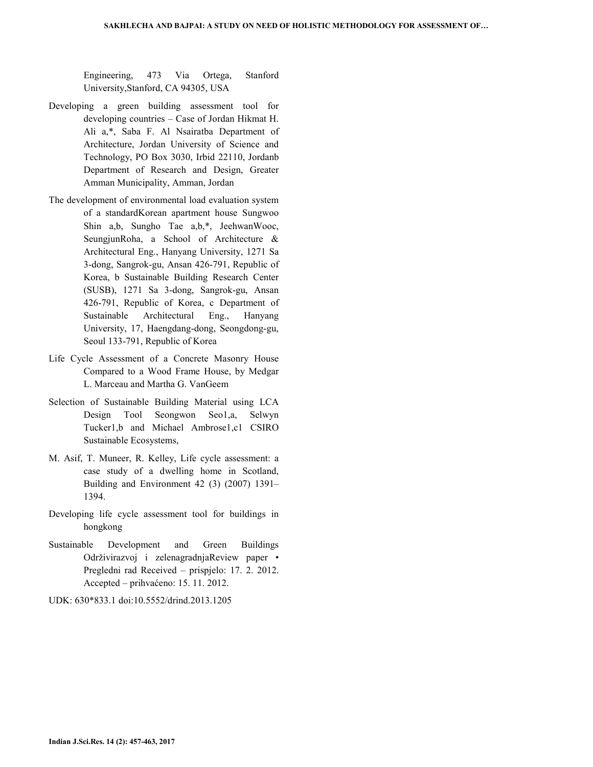Engineering, 473 Via Ortega, Stanford University,Stanford, CA 94305, USA

Developing a green building assessment tool for developing countries – Case of Jordan Hikmat H. Ali a,*, Saba F. Al Nsairatba Department of Architecture, Jordan University of Science and Technology, PO Box 3030, Irbid 22110, Jordanb Department of Research and Design, Greater Amman Municipality, Amman, Jordan

The development of environmental load evaluation system of a standardKorean apartment house Sungwoo Shin a,b, Sungho Tae a,b,*, JeehwanWooc, SeungjunRoha, a School of Architecture & Architectural Eng., Hanyang University, 1271 Sa 3-dong, Sangrok-gu, Ansan 426-791, Republic of Korea, b Sustainable Building Research Center (SUSB), 1271 Sa 3-dong, Sangrok-gu, Ansan 426-791, Republic of Korea, c Department of Sustainable Architectural Eng., Hanyang University, 17, Haengdang-dong, Seongdong-gu, Seoul 133-791, Republic of Korea

Life Cycle Assessment of a Concrete Masonry House Compared to a Wood Frame House, by Medgar L. Marceau and Martha G. VanGeem

Selection of Sustainable Building Material using LCA Design Tool Seongwon Seo1,a, Selwyn Tucker1,b and Michael Ambrose1,c1 CSIRO Sustainable Ecosystems,

M. Asif, T. Muneer, R. Kelley, Life cycle assessment: a case study of a dwelling home in Scotland, Building and Environment 42 (3) (2007) 1391–1394.

Developing life cycle assessment tool for buildings in hongkong

Sustainable Development and Green Buildings Održivirazvoj i zelenagradnjaReview paper • Pregledni rad Received – prispjelo: 17. 2. 2012. Accepted – prihvaćeno: 15. 11. 2012.

UDK: 630*833.1 doi:10.5552/drind.2013.1205